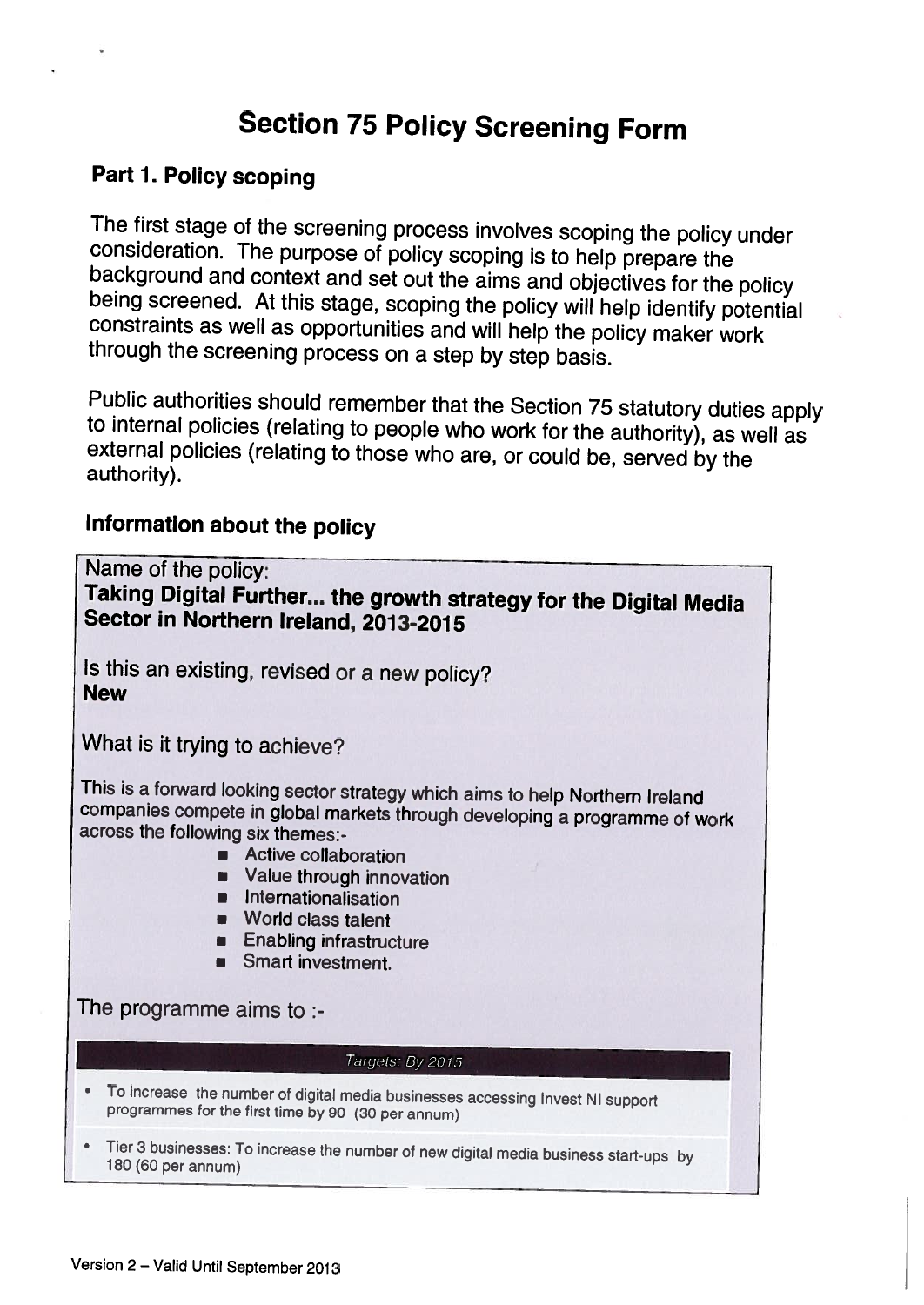# Section 75 Policy Screening Form

## Part 1. Policy scoping

The first stage of the screening process involves scoping the policy under consideration. The purpose of policy scoping is to help prepare the background and context and set out the aims and objectives for the policy being screened. At this stage, scoping the policy will help identify potential constraints as well as opportunities and will help the policy maker work through the screening process on a step by step basis.

Public authorities should remember that the Section 75 statutory duties apply to internal policies (relating to people who work for the authority), as well as external policies (relating to those who are, or could be, served by the authority).

### Information about the policy

Name of the policy:
**Taking Digital Further... the growth strategy for the Digital Media Sector in Northern Ireland, 2013-2015**

Is this an existing, revised or a new policy?
**New**

What is it trying to achieve?

This is a forward looking sector strategy which aims to help Northern Ireland companies compete in global markets through developing a programme of work across the following six themes:-

- Active collaboration
- Value through innovation
- Internationalisation
- World class talent
- Enabling infrastructure
- Smart investment.

The programme aims to :-

| *Targets: By 2015* |
|---|
| • To increase the number of digital media businesses accessing Invest NI support programmes for the first time by 90 (30 per annum) |
| • Tier 3 businesses: To increase the number of new digital media business start-ups by 180 (60 per annum) |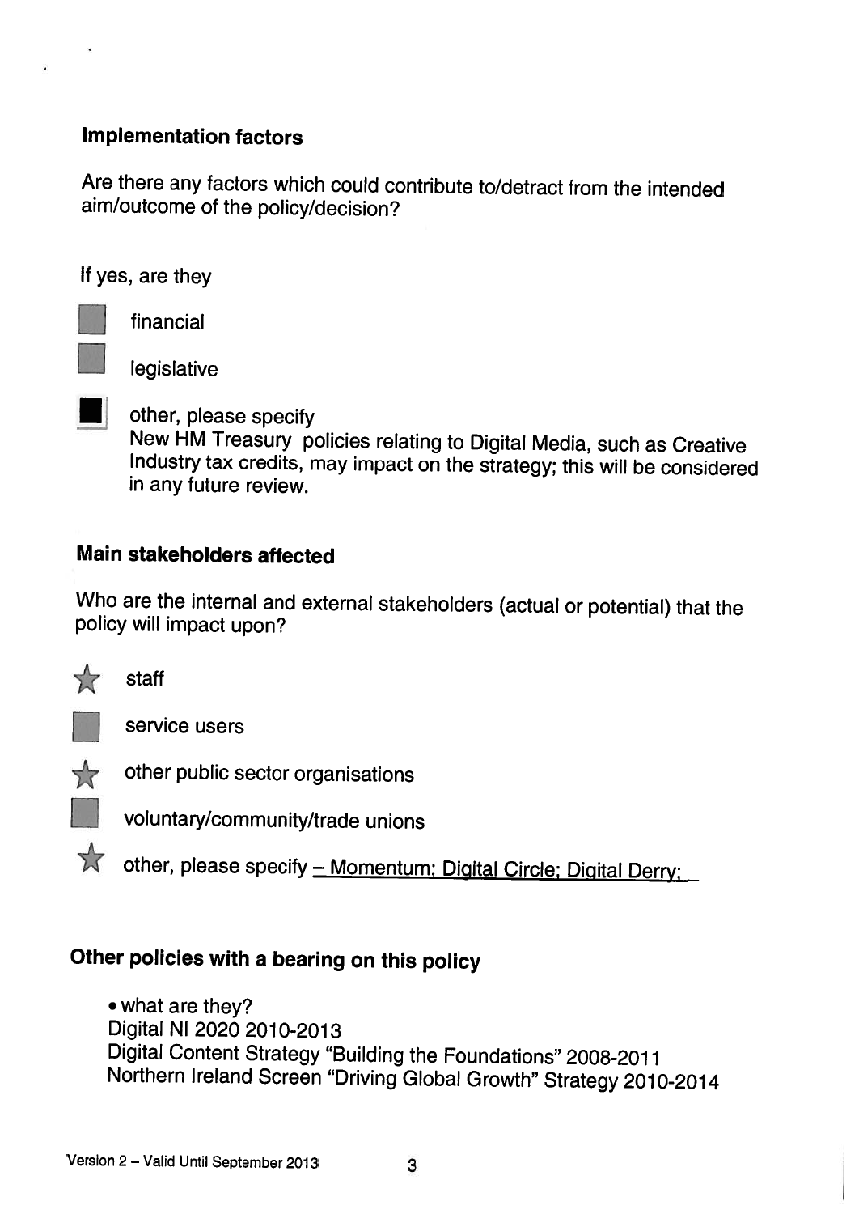### Implementation factors

Are there any factors which could contribute to/detract from the intended aim/outcome of the policy/decision?

If yes, are they

- ☐ financial
- ☐ legislative
- ■ other, please specify
  New HM Treasury policies relating to Digital Media, such as Creative Industry tax credits, may impact on the strategy; this will be considered in any future review.

### Main stakeholders affected

Who are the internal and external stakeholders (actual or potential) that the policy will impact upon?

- ☆ staff
- ☐ service users
- ☆ other public sector organisations
- ☐ voluntary/community/trade unions
- ☆ other, please specify – Momentum; Digital Circle; Digital Derry;

### Other policies with a bearing on this policy

- what are they?

  Digital NI 2020 2010-2013

  Digital Content Strategy "Building the Foundations" 2008-2011

  Northern Ireland Screen "Driving Global Growth" Strategy 2010-2014

Version 2 – Valid Until September 2013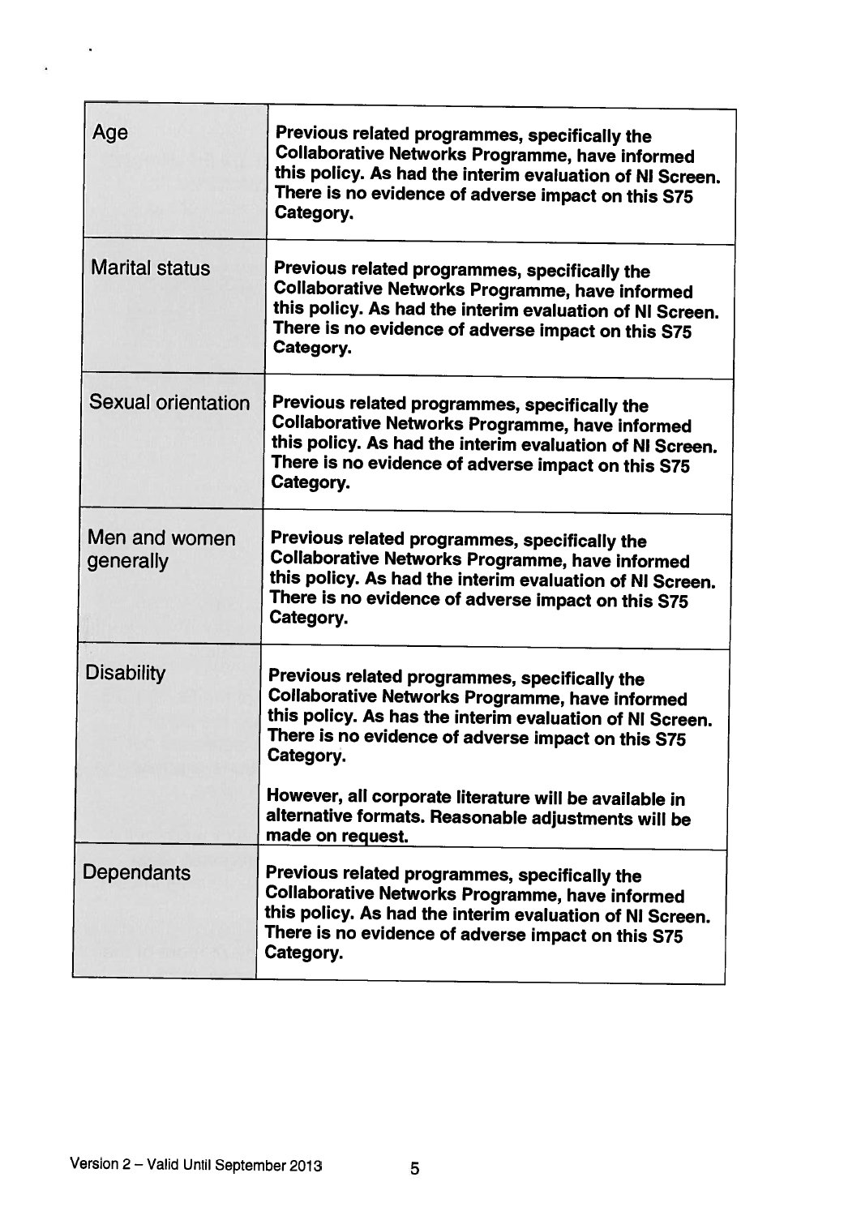| | |
|---|---|
| Age | **Previous related programmes, specifically the Collaborative Networks Programme, have informed this policy. As had the interim evaluation of NI Screen. There is no evidence of adverse impact on this S75 Category.** |
| Marital status | **Previous related programmes, specifically the Collaborative Networks Programme, have informed this policy. As had the interim evaluation of NI Screen. There is no evidence of adverse impact on this S75 Category.** |
| Sexual orientation | **Previous related programmes, specifically the Collaborative Networks Programme, have informed this policy. As had the interim evaluation of NI Screen. There is no evidence of adverse impact on this S75 Category.** |
| Men and women generally | **Previous related programmes, specifically the Collaborative Networks Programme, have informed this policy. As had the interim evaluation of NI Screen. There is no evidence of adverse impact on this S75 Category.** |
| Disability | **Previous related programmes, specifically the Collaborative Networks Programme, have informed this policy. As has the interim evaluation of NI Screen. There is no evidence of adverse impact on this S75 Category.**<br><br>**However, all corporate literature will be available in alternative formats. Reasonable adjustments will be made on request.** |
| Dependants | **Previous related programmes, specifically the Collaborative Networks Programme, have informed this policy. As had the interim evaluation of NI Screen. There is no evidence of adverse impact on this S75 Category.** |

Version 2 – Valid Until September 2013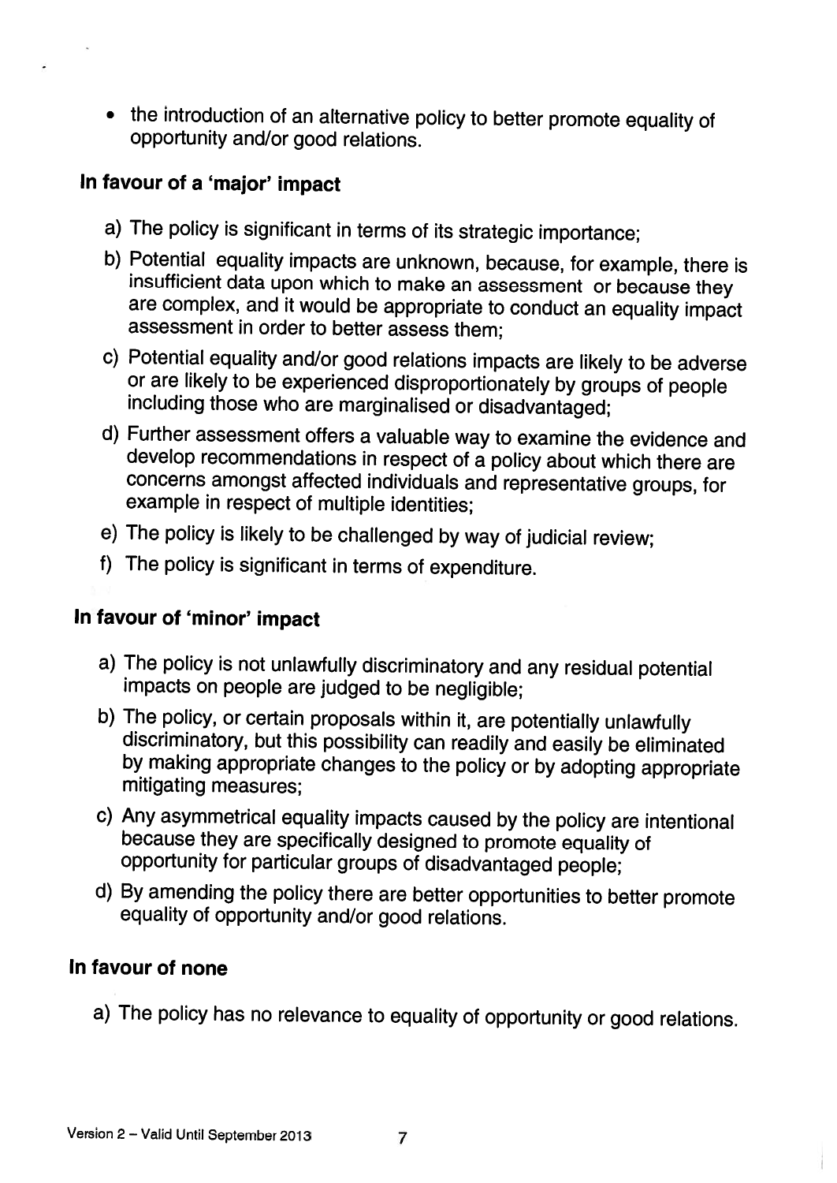- the introduction of an alternative policy to better promote equality of opportunity and/or good relations.

### In favour of a 'major' impact

a) The policy is significant in terms of its strategic importance;

b) Potential equality impacts are unknown, because, for example, there is insufficient data upon which to make an assessment or because they are complex, and it would be appropriate to conduct an equality impact assessment in order to better assess them;

c) Potential equality and/or good relations impacts are likely to be adverse or are likely to be experienced disproportionately by groups of people including those who are marginalised or disadvantaged;

d) Further assessment offers a valuable way to examine the evidence and develop recommendations in respect of a policy about which there are concerns amongst affected individuals and representative groups, for example in respect of multiple identities;

e) The policy is likely to be challenged by way of judicial review;

f) The policy is significant in terms of expenditure.

### In favour of 'minor' impact

a) The policy is not unlawfully discriminatory and any residual potential impacts on people are judged to be negligible;

b) The policy, or certain proposals within it, are potentially unlawfully discriminatory, but this possibility can readily and easily be eliminated by making appropriate changes to the policy or by adopting appropriate mitigating measures;

c) Any asymmetrical equality impacts caused by the policy are intentional because they are specifically designed to promote equality of opportunity for particular groups of disadvantaged people;

d) By amending the policy there are better opportunities to better promote equality of opportunity and/or good relations.

### In favour of none

a) The policy has no relevance to equality of opportunity or good relations.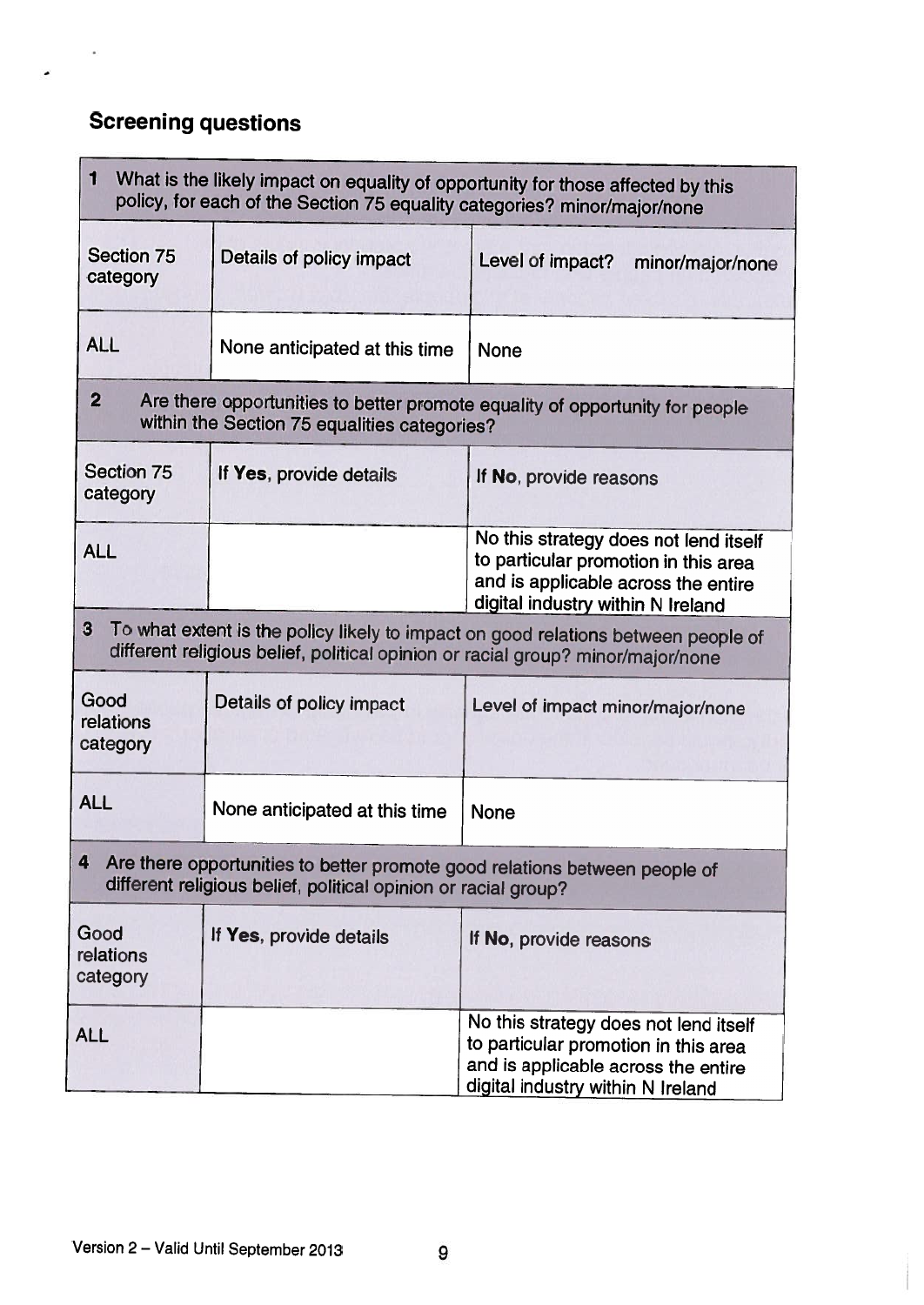## Screening questions

| **1** What is the likely impact on equality of opportunity for those affected by this policy, for each of the Section 75 equality categories? minor/major/none | | |
|---|---|---|
| Section 75 category | Details of policy impact | Level of impact? minor/major/none |
| ALL | None anticipated at this time | None |

| **2** Are there opportunities to better promote equality of opportunity for people within the Section 75 equalities categories? | | |
|---|---|---|
| Section 75 category | If **Yes**, provide details | If **No**, provide reasons |
| ALL | | No this strategy does not lend itself to particular promotion in this area and is applicable across the entire digital industry within N Ireland |

| **3** To what extent is the policy likely to impact on good relations between people of different religious belief, political opinion or racial group? minor/major/none | | |
|---|---|---|
| Good relations category | Details of policy impact | Level of impact minor/major/none |
| ALL | None anticipated at this time | None |

| **4** Are there opportunities to better promote good relations between people of different religious belief, political opinion or racial group? | | |
|---|---|---|
| Good relations category | If **Yes**, provide details | If **No**, provide reasons |
| ALL | | No this strategy does not lend itself to particular promotion in this area and is applicable across the entire digital industry within N Ireland |

Version 2 – Valid Until September 2013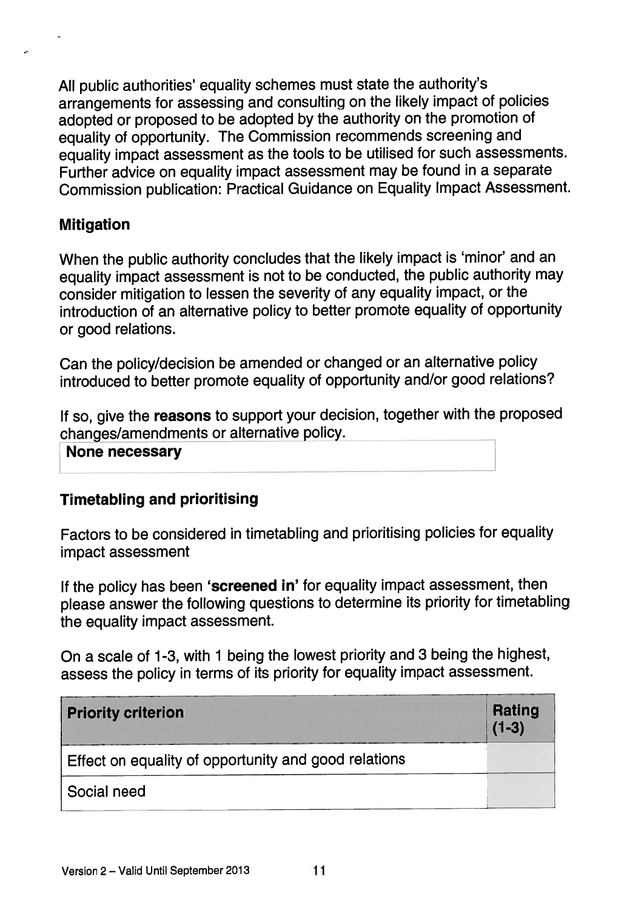All public authorities' equality schemes must state the authority's arrangements for assessing and consulting on the likely impact of policies adopted or proposed to be adopted by the authority on the promotion of equality of opportunity. The Commission recommends screening and equality impact assessment as the tools to be utilised for such assessments. Further advice on equality impact assessment may be found in a separate Commission publication: Practical Guidance on Equality Impact Assessment.

### Mitigation

When the public authority concludes that the likely impact is 'minor' and an equality impact assessment is not to be conducted, the public authority may consider mitigation to lessen the severity of any equality impact, or the introduction of an alternative policy to better promote equality of opportunity or good relations.

Can the policy/decision be amended or changed or an alternative policy introduced to better promote equality of opportunity and/or good relations?

If so, give the **reasons** to support your decision, together with the proposed changes/amendments or alternative policy.

| **None necessary** |
|---|

### Timetabling and prioritising

Factors to be considered in timetabling and prioritising policies for equality impact assessment

If the policy has been **'screened in'** for equality impact assessment, then please answer the following questions to determine its priority for timetabling the equality impact assessment.

On a scale of 1-3, with 1 being the lowest priority and 3 being the highest, assess the policy in terms of its priority for equality impact assessment.

| Priority criterion | Rating (1-3) |
|---|---|
| Effect on equality of opportunity and good relations | |
| Social need | |

Version 2 – Valid Until September 2013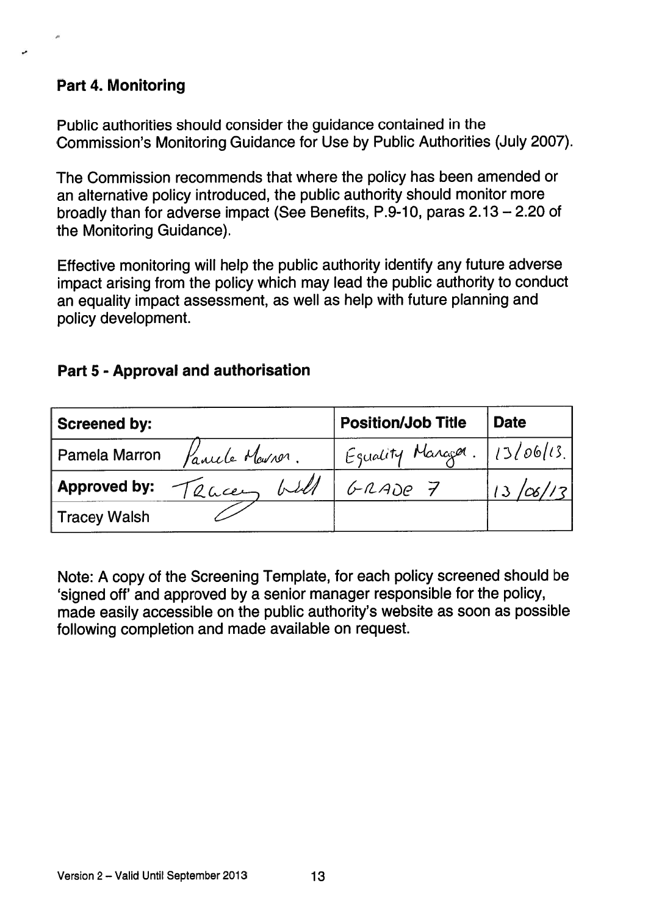## Part 4. Monitoring

Public authorities should consider the guidance contained in the Commission's Monitoring Guidance for Use by Public Authorities (July 2007).

The Commission recommends that where the policy has been amended or an alternative policy introduced, the public authority should monitor more broadly than for adverse impact (See Benefits, P.9-10, paras 2.13 – 2.20 of the Monitoring Guidance).

Effective monitoring will help the public authority identify any future adverse impact arising from the policy which may lead the public authority to conduct an equality impact assessment, as well as help with future planning and policy development.

## Part 5 - Approval and authorisation

| **Screened by:** | **Position/Job Title** | **Date** |
|---|---|---|
| Pamela Marron *Pamela Marron.* | Equality Manager. | 13/06/13. |
| **Approved by:** *Tracey Walsh* | GRADE 7 | 13/06/13 |
| Tracey Walsh | | |

Note: A copy of the Screening Template, for each policy screened should be 'signed off' and approved by a senior manager responsible for the policy, made easily accessible on the public authority's website as soon as possible following completion and made available on request.

Version 2 – Valid Until September 2013